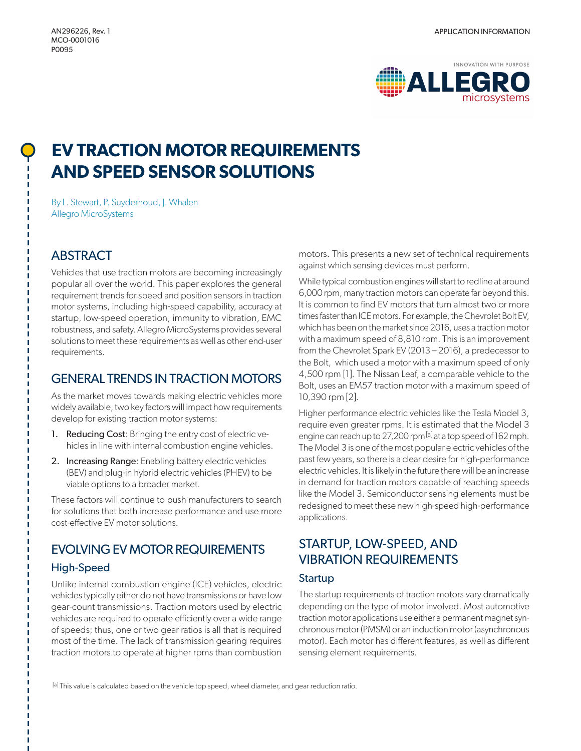AN296226, Rev. 1
MCO-0001016
P0095

APPLICATION INFORMATION

# EV TRACTION MOTOR REQUIREMENTS AND SPEED SENSOR SOLUTIONS

By L. Stewart, P. Suyderhoud, J. Whalen
Allegro MicroSystems

## ABSTRACT

Vehicles that use traction motors are becoming increasingly popular all over the world. This paper explores the general requirement trends for speed and position sensors in traction motor systems, including high-speed capability, accuracy at startup, low-speed operation, immunity to vibration, EMC robustness, and safety. Allegro MicroSystems provides several solutions to meet these requirements as well as other end-user requirements.

## GENERAL TRENDS IN TRACTION MOTORS

As the market moves towards making electric vehicles more widely available, two key factors will impact how requirements develop for existing traction motor systems:

1. Reducing Cost: Bringing the entry cost of electric vehicles in line with internal combustion engine vehicles.
2. Increasing Range: Enabling battery electric vehicles (BEV) and plug-in hybrid electric vehicles (PHEV) to be viable options to a broader market.

These factors will continue to push manufacturers to search for solutions that both increase performance and use more cost-effective EV motor solutions.

## EVOLVING EV MOTOR REQUIREMENTS

### High-Speed

Unlike internal combustion engine (ICE) vehicles, electric vehicles typically either do not have transmissions or have low gear-count transmissions. Traction motors used by electric vehicles are required to operate efficiently over a wide range of speeds; thus, one or two gear ratios is all that is required most of the time. The lack of transmission gearing requires traction motors to operate at higher rpms than combustion motors. This presents a new set of technical requirements against which sensing devices must perform.

While typical combustion engines will start to redline at around 6,000 rpm, many traction motors can operate far beyond this. It is common to find EV motors that turn almost two or more times faster than ICE motors. For example, the Chevrolet Bolt EV, which has been on the market since 2016, uses a traction motor with a maximum speed of 8,810 rpm. This is an improvement from the Chevrolet Spark EV (2013 – 2016), a predecessor to the Bolt, which used a motor with a maximum speed of only 4,500 rpm [1]. The Nissan Leaf, a comparable vehicle to the Bolt, uses an EM57 traction motor with a maximum speed of 10,390 rpm [2].

Higher performance electric vehicles like the Tesla Model 3, require even greater rpms. It is estimated that the Model 3 engine can reach up to 27,200 rpm [a] at a top speed of 162 mph. The Model 3 is one of the most popular electric vehicles of the past few years, so there is a clear desire for high-performance electric vehicles. It is likely in the future there will be an increase in demand for traction motors capable of reaching speeds like the Model 3. Semiconductor sensing elements must be redesigned to meet these new high-speed high-performance applications.

## STARTUP, LOW-SPEED, AND VIBRATION REQUIREMENTS

### Startup

The startup requirements of traction motors vary dramatically depending on the type of motor involved. Most automotive traction motor applications use either a permanent magnet synchronous motor (PMSM) or an induction motor (asynchronous motor). Each motor has different features, as well as different sensing element requirements.

[a] This value is calculated based on the vehicle top speed, wheel diameter, and gear reduction ratio.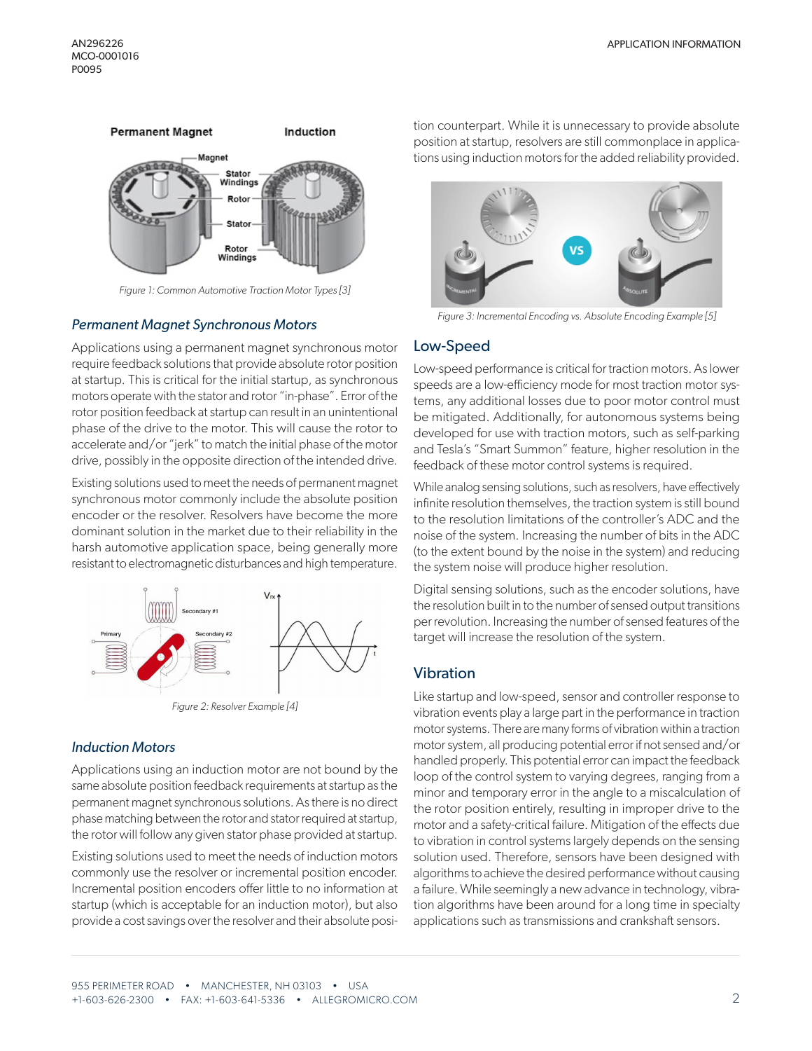Figure 1: Common Automotive Traction Motor Types [3]

### *Permanent Magnet Synchronous Motors*

Applications using a permanent magnet synchronous motor require feedback solutions that provide absolute rotor position at startup. This is critical for the initial startup, as synchronous motors operate with the stator and rotor "in-phase". Error of the rotor position feedback at startup can result in an unintentional phase of the drive to the motor. This will cause the rotor to accelerate and/or "jerk" to match the initial phase of the motor drive, possibly in the opposite direction of the intended drive.

Existing solutions used to meet the needs of permanent magnet synchronous motor commonly include the absolute position encoder or the resolver. Resolvers have become the more dominant solution in the market due to their reliability in the harsh automotive application space, being generally more resistant to electromagnetic disturbances and high temperature.

Figure 2: Resolver Example [4]

### *Induction Motors*

Applications using an induction motor are not bound by the same absolute position feedback requirements at startup as the permanent magnet synchronous solutions. As there is no direct phase matching between the rotor and stator required at startup, the rotor will follow any given stator phase provided at startup.

Existing solutions used to meet the needs of induction motors commonly use the resolver or incremental position encoder. Incremental position encoders offer little to no information at startup (which is acceptable for an induction motor), but also provide a cost savings over the resolver and their absolute position counterpart. While it is unnecessary to provide absolute position at startup, resolvers are still commonplace in applications using induction motors for the added reliability provided.

Figure 3: Incremental Encoding vs. Absolute Encoding Example [5]

## Low-Speed

Low-speed performance is critical for traction motors. As lower speeds are a low-efficiency mode for most traction motor systems, any additional losses due to poor motor control must be mitigated. Additionally, for autonomous systems being developed for use with traction motors, such as self-parking and Tesla's "Smart Summon" feature, higher resolution in the feedback of these motor control systems is required.

While analog sensing solutions, such as resolvers, have effectively infinite resolution themselves, the traction system is still bound to the resolution limitations of the controller's ADC and the noise of the system. Increasing the number of bits in the ADC (to the extent bound by the noise in the system) and reducing the system noise will produce higher resolution.

Digital sensing solutions, such as the encoder solutions, have the resolution built in to the number of sensed output transitions per revolution. Increasing the number of sensed features of the target will increase the resolution of the system.

## Vibration

Like startup and low-speed, sensor and controller response to vibration events play a large part in the performance in traction motor systems. There are many forms of vibration within a traction motor system, all producing potential error if not sensed and/or handled properly. This potential error can impact the feedback loop of the control system to varying degrees, ranging from a minor and temporary error in the angle to a miscalculation of the rotor position entirely, resulting in improper drive to the motor and a safety-critical failure. Mitigation of the effects due to vibration in control systems largely depends on the sensing solution used. Therefore, sensors have been designed with algorithms to achieve the desired performance without causing a failure. While seemingly a new advance in technology, vibration algorithms have been around for a long time in specialty applications such as transmissions and crankshaft sensors.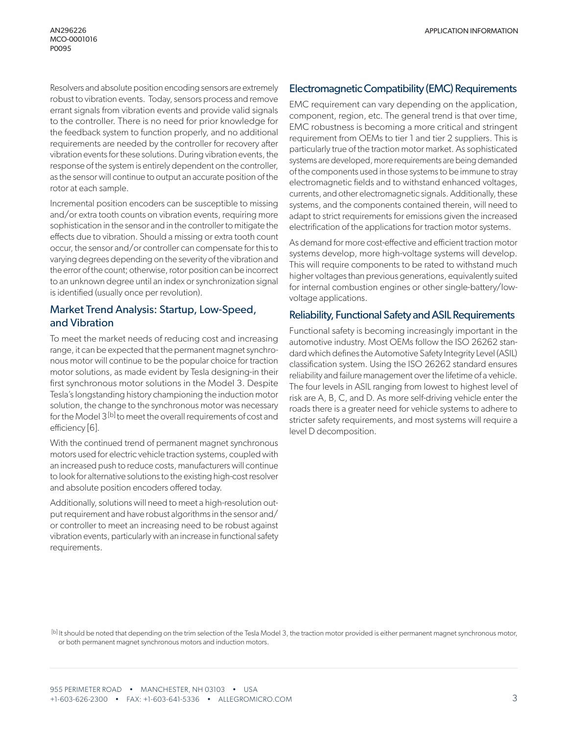Resolvers and absolute position encoding sensors are extremely robust to vibration events. Today, sensors process and remove errant signals from vibration events and provide valid signals to the controller. There is no need for prior knowledge for the feedback system to function properly, and no additional requirements are needed by the controller for recovery after vibration events for these solutions. During vibration events, the response of the system is entirely dependent on the controller, as the sensor will continue to output an accurate position of the rotor at each sample.

Incremental position encoders can be susceptible to missing and/or extra tooth counts on vibration events, requiring more sophistication in the sensor and in the controller to mitigate the effects due to vibration. Should a missing or extra tooth count occur, the sensor and/or controller can compensate for this to varying degrees depending on the severity of the vibration and the error of the count; otherwise, rotor position can be incorrect to an unknown degree until an index or synchronization signal is identified (usually once per revolution).

## Market Trend Analysis: Startup, Low-Speed, and Vibration

To meet the market needs of reducing cost and increasing range, it can be expected that the permanent magnet synchronous motor will continue to be the popular choice for traction motor solutions, as made evident by Tesla designing-in their first synchronous motor solutions in the Model 3. Despite Tesla's longstanding history championing the induction motor solution, the change to the synchronous motor was necessary for the Model 3[b] to meet the overall requirements of cost and efficiency [6].

With the continued trend of permanent magnet synchronous motors used for electric vehicle traction systems, coupled with an increased push to reduce costs, manufacturers will continue to look for alternative solutions to the existing high-cost resolver and absolute position encoders offered today.

Additionally, solutions will need to meet a high-resolution output requirement and have robust algorithms in the sensor and/or controller to meet an increasing need to be robust against vibration events, particularly with an increase in functional safety requirements.

## Electromagnetic Compatibility (EMC) Requirements

EMC requirement can vary depending on the application, component, region, etc. The general trend is that over time, EMC robustness is becoming a more critical and stringent requirement from OEMs to tier 1 and tier 2 suppliers. This is particularly true of the traction motor market. As sophisticated systems are developed, more requirements are being demanded of the components used in those systems to be immune to stray electromagnetic fields and to withstand enhanced voltages, currents, and other electromagnetic signals. Additionally, these systems, and the components contained therein, will need to adapt to strict requirements for emissions given the increased electrification of the applications for traction motor systems.

As demand for more cost-effective and efficient traction motor systems develop, more high-voltage systems will develop. This will require components to be rated to withstand much higher voltages than previous generations, equivalently suited for internal combustion engines or other single-battery/low-voltage applications.

## Reliability, Functional Safety and ASIL Requirements

Functional safety is becoming increasingly important in the automotive industry. Most OEMs follow the ISO 26262 standard which defines the Automotive Safety Integrity Level (ASIL) classification system. Using the ISO 26262 standard ensures reliability and failure management over the lifetime of a vehicle. The four levels in ASIL ranging from lowest to highest level of risk are A, B, C, and D. As more self-driving vehicle enter the roads there is a greater need for vehicle systems to adhere to stricter safety requirements, and most systems will require a level D decomposition.

[b] It should be noted that depending on the trim selection of the Tesla Model 3, the traction motor provided is either permanent magnet synchronous motor, or both permanent magnet synchronous motors and induction motors.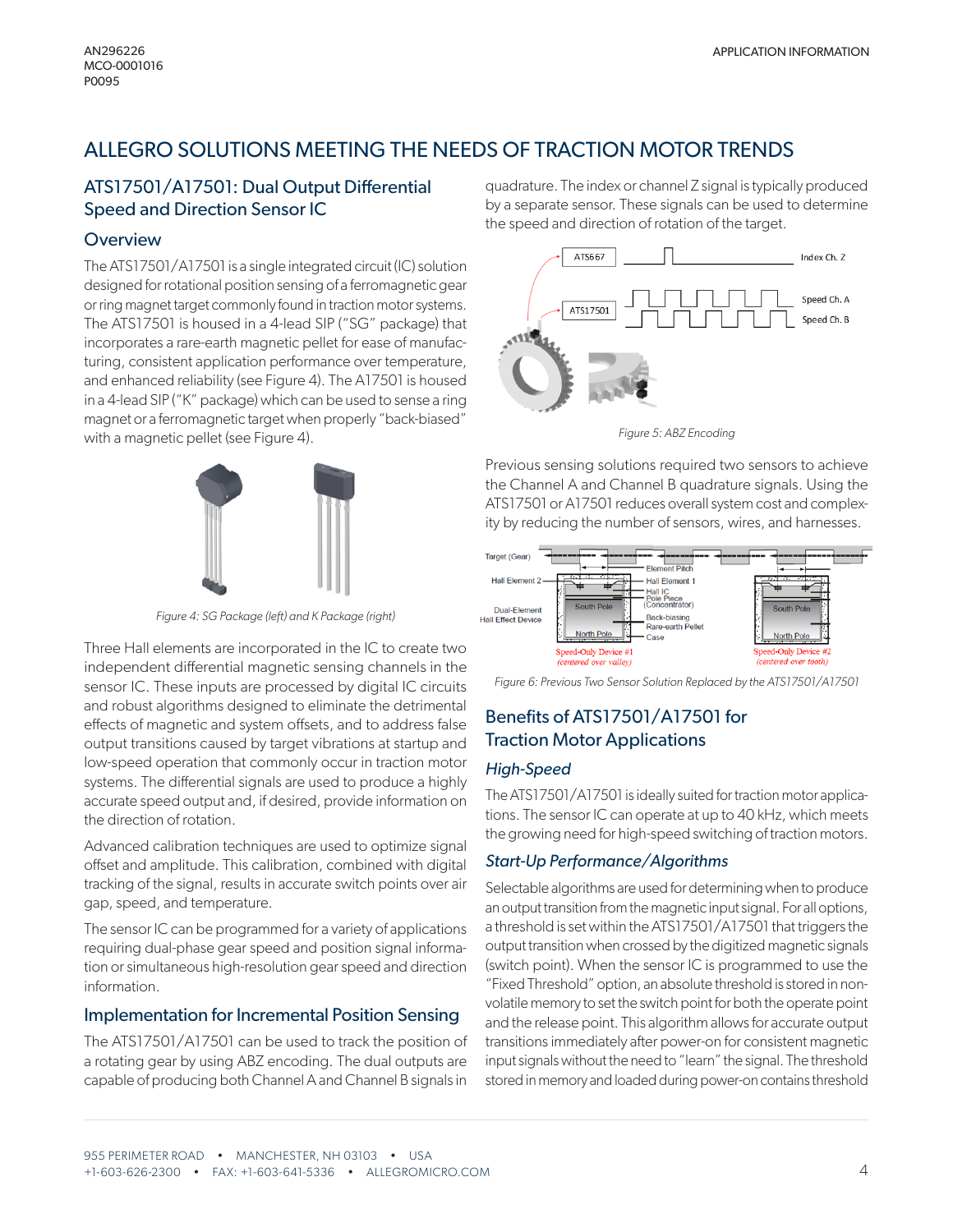## ALLEGRO SOLUTIONS MEETING THE NEEDS OF TRACTION MOTOR TRENDS

### ATS17501/A17501: Dual Output Differential Speed and Direction Sensor IC

#### Overview

The ATS17501/A17501 is a single integrated circuit (IC) solution designed for rotational position sensing of a ferromagnetic gear or ring magnet target commonly found in traction motor systems. The ATS17501 is housed in a 4-lead SIP ("SG" package) that incorporates a rare-earth magnetic pellet for ease of manufacturing, consistent application performance over temperature, and enhanced reliability (see Figure 4). The A17501 is housed in a 4-lead SIP ("K" package) which can be used to sense a ring magnet or a ferromagnetic target when properly "back-biased" with a magnetic pellet (see Figure 4).

*Figure 4: SG Package (left) and K Package (right)*

Three Hall elements are incorporated in the IC to create two independent differential magnetic sensing channels in the sensor IC. These inputs are processed by digital IC circuits and robust algorithms designed to eliminate the detrimental effects of magnetic and system offsets, and to address false output transitions caused by target vibrations at startup and low-speed operation that commonly occur in traction motor systems. The differential signals are used to produce a highly accurate speed output and, if desired, provide information on the direction of rotation.

Advanced calibration techniques are used to optimize signal offset and amplitude. This calibration, combined with digital tracking of the signal, results in accurate switch points over air gap, speed, and temperature.

The sensor IC can be programmed for a variety of applications requiring dual-phase gear speed and position signal information or simultaneous high-resolution gear speed and direction information.

### Implementation for Incremental Position Sensing

The ATS17501/A17501 can be used to track the position of a rotating gear by using ABZ encoding. The dual outputs are capable of producing both Channel A and Channel B signals in quadrature. The index or channel Z signal is typically produced by a separate sensor. These signals can be used to determine the speed and direction of rotation of the target.

*Figure 5: ABZ Encoding*

Previous sensing solutions required two sensors to achieve the Channel A and Channel B quadrature signals. Using the ATS17501 or A17501 reduces overall system cost and complexity by reducing the number of sensors, wires, and harnesses.

*Figure 6: Previous Two Sensor Solution Replaced by the ATS17501/A17501*

### Benefits of ATS17501/A17501 for Traction Motor Applications

#### *High-Speed*

The ATS17501/A17501 is ideally suited for traction motor applications. The sensor IC can operate at up to 40 kHz, which meets the growing need for high-speed switching of traction motors.

#### *Start-Up Performance/Algorithms*

Selectable algorithms are used for determining when to produce an output transition from the magnetic input signal. For all options, a threshold is set within the ATS17501/A17501 that triggers the output transition when crossed by the digitized magnetic signals (switch point). When the sensor IC is programmed to use the "Fixed Threshold" option, an absolute threshold is stored in nonvolatile memory to set the switch point for both the operate point and the release point. This algorithm allows for accurate output transitions immediately after power-on for consistent magnetic input signals without the need to "learn" the signal. The threshold stored in memory and loaded during power-on contains threshold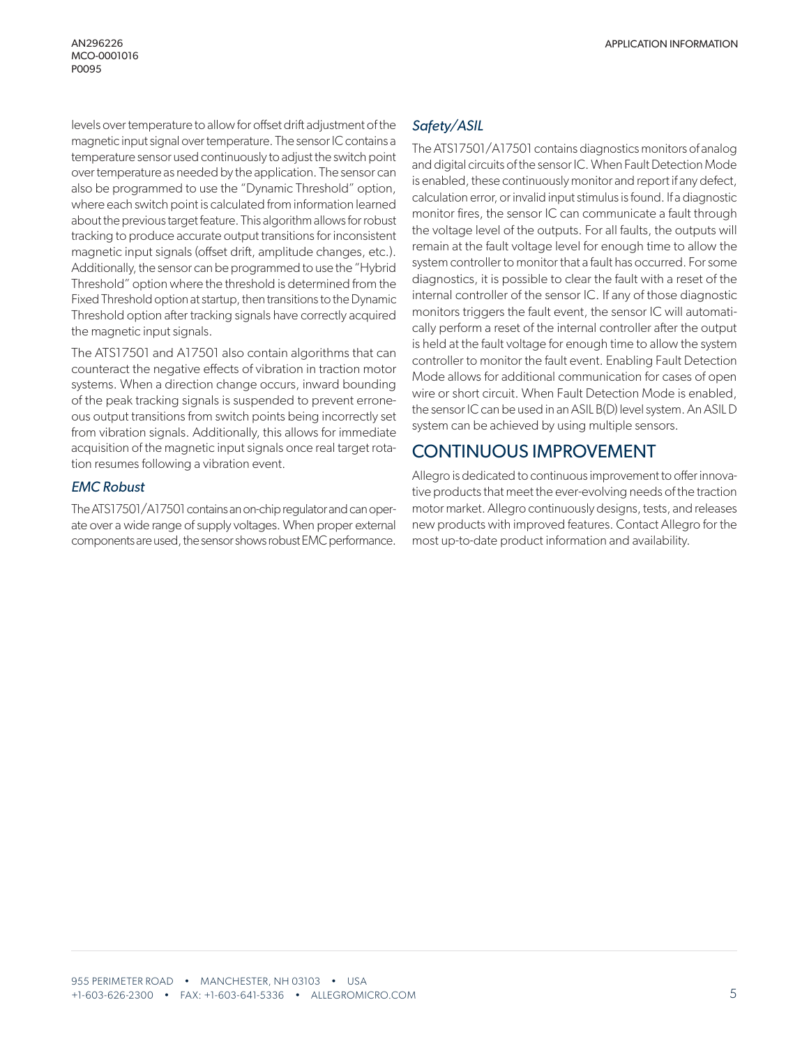levels over temperature to allow for offset drift adjustment of the magnetic input signal over temperature. The sensor IC contains a temperature sensor used continuously to adjust the switch point over temperature as needed by the application. The sensor can also be programmed to use the "Dynamic Threshold" option, where each switch point is calculated from information learned about the previous target feature. This algorithm allows for robust tracking to produce accurate output transitions for inconsistent magnetic input signals (offset drift, amplitude changes, etc.). Additionally, the sensor can be programmed to use the "Hybrid Threshold" option where the threshold is determined from the Fixed Threshold option at startup, then transitions to the Dynamic Threshold option after tracking signals have correctly acquired the magnetic input signals.

The ATS17501 and A17501 also contain algorithms that can counteract the negative effects of vibration in traction motor systems. When a direction change occurs, inward bounding of the peak tracking signals is suspended to prevent erroneous output transitions from switch points being incorrectly set from vibration signals. Additionally, this allows for immediate acquisition of the magnetic input signals once real target rotation resumes following a vibration event.

### *EMC Robust*

The ATS17501/A17501 contains an on-chip regulator and can operate over a wide range of supply voltages. When proper external components are used, the sensor shows robust EMC performance.

### *Safety/ASIL*

The ATS17501/A17501 contains diagnostics monitors of analog and digital circuits of the sensor IC. When Fault Detection Mode is enabled, these continuously monitor and report if any defect, calculation error, or invalid input stimulus is found. If a diagnostic monitor fires, the sensor IC can communicate a fault through the voltage level of the outputs. For all faults, the outputs will remain at the fault voltage level for enough time to allow the system controller to monitor that a fault has occurred. For some diagnostics, it is possible to clear the fault with a reset of the internal controller of the sensor IC. If any of those diagnostic monitors triggers the fault event, the sensor IC will automatically perform a reset of the internal controller after the output is held at the fault voltage for enough time to allow the system controller to monitor the fault event. Enabling Fault Detection Mode allows for additional communication for cases of open wire or short circuit. When Fault Detection Mode is enabled, the sensor IC can be used in an ASIL B(D) level system. An ASIL D system can be achieved by using multiple sensors.

## CONTINUOUS IMPROVEMENT

Allegro is dedicated to continuous improvement to offer innovative products that meet the ever-evolving needs of the traction motor market. Allegro continuously designs, tests, and releases new products with improved features. Contact Allegro for the most up-to-date product information and availability.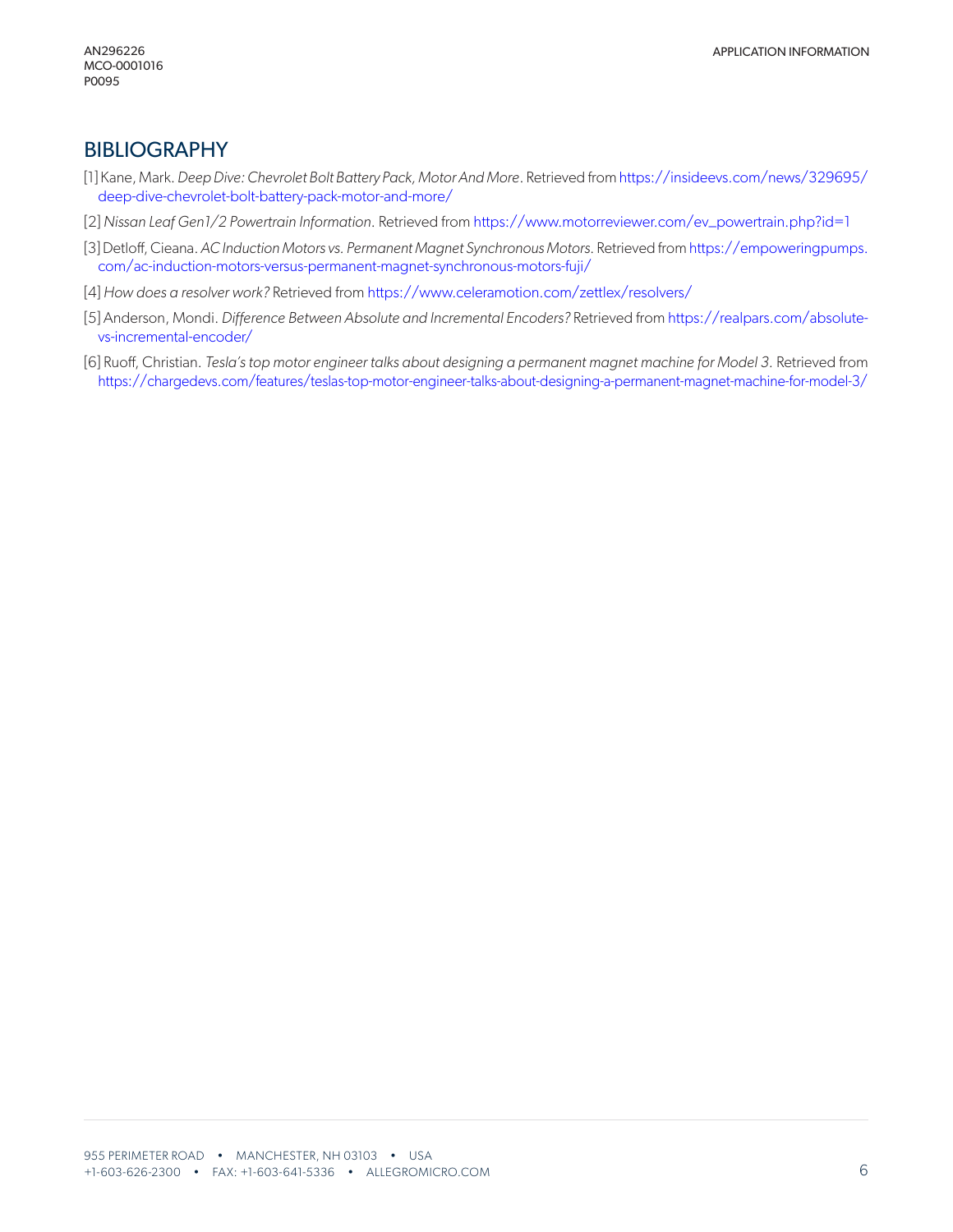## BIBLIOGRAPHY

[1] Kane, Mark. *Deep Dive: Chevrolet Bolt Battery Pack, Motor And More*. Retrieved from https://insideevs.com/news/329695/deep-dive-chevrolet-bolt-battery-pack-motor-and-more/

[2] *Nissan Leaf Gen1/2 Powertrain Information.* Retrieved from https://www.motorreviewer.com/ev_powertrain.php?id=1

[3] Detloff, Cieana. *AC Induction Motors vs. Permanent Magnet Synchronous Motors.* Retrieved from https://empoweringpumps.com/ac-induction-motors-versus-permanent-magnet-synchronous-motors-fuji/

[4] *How does a resolver work?* Retrieved from https://www.celeramotion.com/zettlex/resolvers/

[5] Anderson, Mondi. *Difference Between Absolute and Incremental Encoders?* Retrieved from https://realpars.com/absolute-vs-incremental-encoder/

[6] Ruoff, Christian. *Tesla's top motor engineer talks about designing a permanent magnet machine for Model 3.* Retrieved from https://chargedevs.com/features/teslas-top-motor-engineer-talks-about-designing-a-permanent-magnet-machine-for-model-3/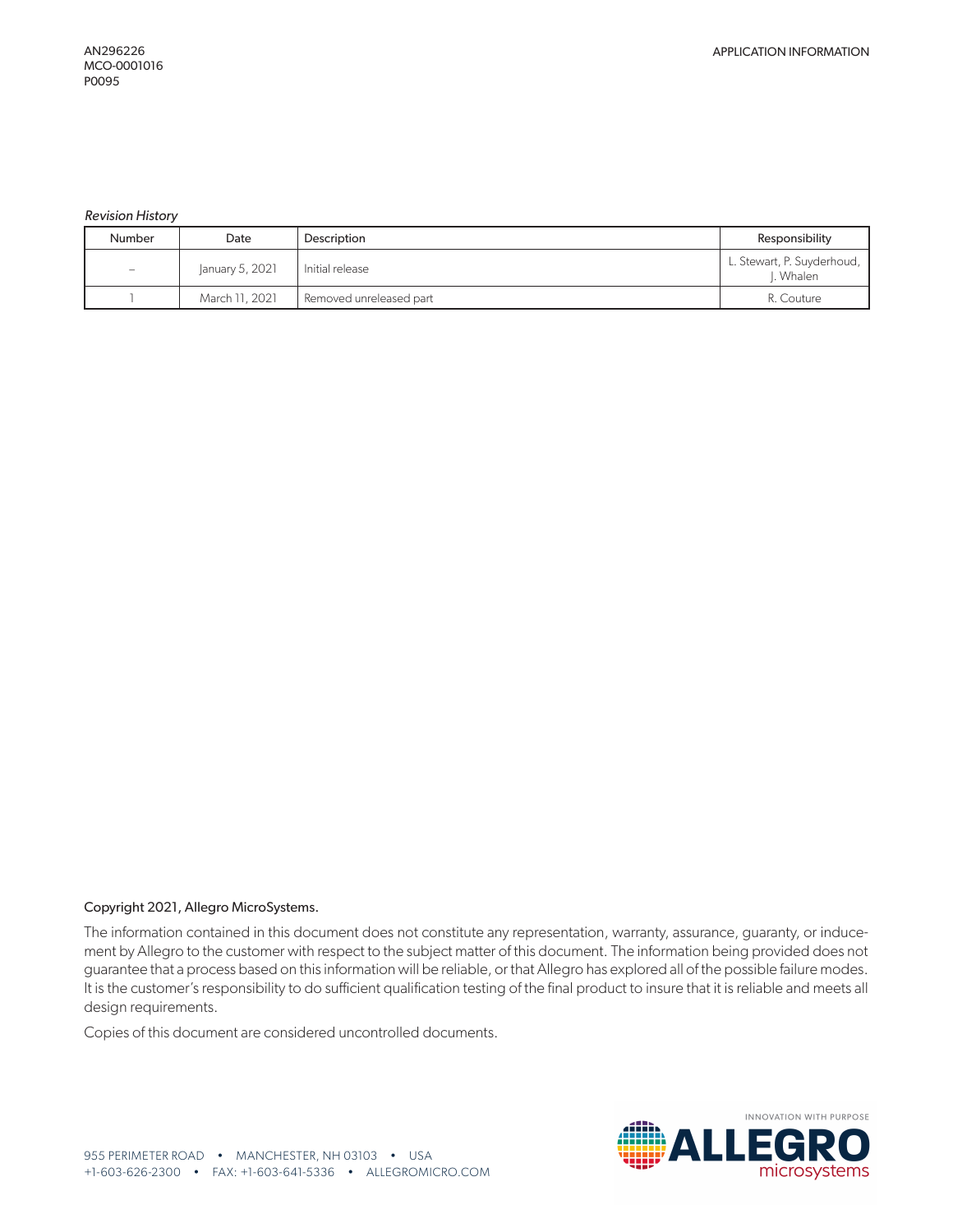AN296226
MCO-0001016
P0095

APPLICATION INFORMATION

*Revision History*

| Number | Date | Description | Responsibility |
|---|---|---|---|
| – | January 5, 2021 | Initial release | L. Stewart, P. Suyderhoud, J. Whalen |
| 1 | March 11, 2021 | Removed unreleased part | R. Couture |

Copyright 2021, Allegro MicroSystems.

The information contained in this document does not constitute any representation, warranty, assurance, guaranty, or inducement by Allegro to the customer with respect to the subject matter of this document. The information being provided does not guarantee that a process based on this information will be reliable, or that Allegro has explored all of the possible failure modes. It is the customer's responsibility to do sufficient qualification testing of the final product to insure that it is reliable and meets all design requirements.

Copies of this document are considered uncontrolled documents.

955 PERIMETER ROAD • MANCHESTER, NH 03103 • USA
+1-603-626-2300 • FAX: +1-603-641-5336 • ALLEGROMICRO.COM

INNOVATION WITH PURPOSE
ALLEGRO
microsystems